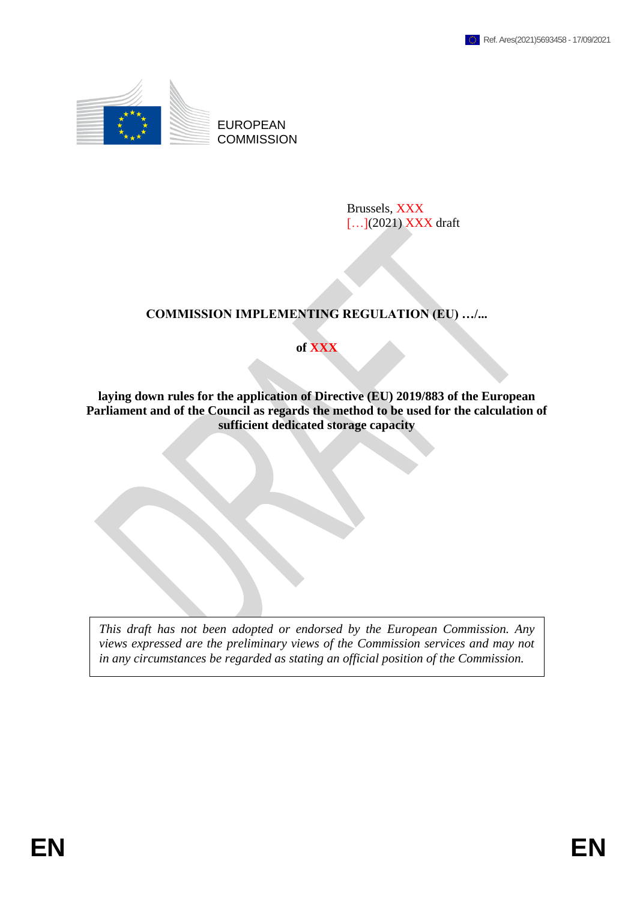Ref. Ares(2021)5693458 - 17/09/2021

EUROPEAN
COMMISSION

Brussels, XXX
[…](2021) XXX draft

**COMMISSION IMPLEMENTING REGULATION (EU) …/...**

**of XXX**

**laying down rules for the application of Directive (EU) 2019/883 of the European Parliament and of the Council as regards the method to be used for the calculation of sufficient dedicated storage capacity**

*This draft has not been adopted or endorsed by the European Commission. Any views expressed are the preliminary views of the Commission services and may not in any circumstances be regarded as stating an official position of the Commission.*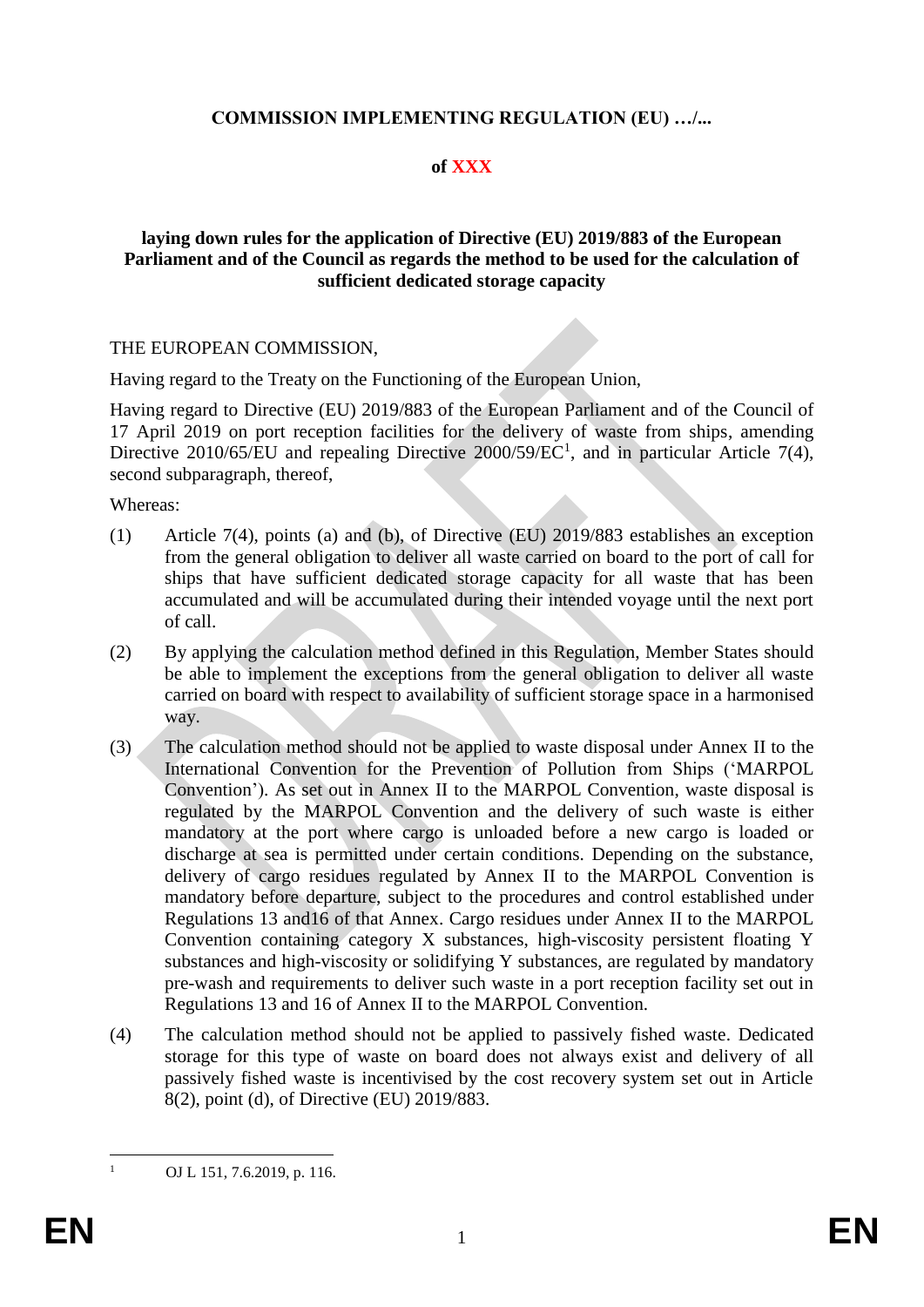**COMMISSION IMPLEMENTING REGULATION (EU) …/...**

**of XXX**

**laying down rules for the application of Directive (EU) 2019/883 of the European Parliament and of the Council as regards the method to be used for the calculation of sufficient dedicated storage capacity**

THE EUROPEAN COMMISSION,

Having regard to the Treaty on the Functioning of the European Union,

Having regard to Directive (EU) 2019/883 of the European Parliament and of the Council of 17 April 2019 on port reception facilities for the delivery of waste from ships, amending Directive 2010/65/EU and repealing Directive 2000/59/EC[1], and in particular Article 7(4), second subparagraph, thereof,

Whereas:

(1) Article 7(4), points (a) and (b), of Directive (EU) 2019/883 establishes an exception from the general obligation to deliver all waste carried on board to the port of call for ships that have sufficient dedicated storage capacity for all waste that has been accumulated and will be accumulated during their intended voyage until the next port of call.

(2) By applying the calculation method defined in this Regulation, Member States should be able to implement the exceptions from the general obligation to deliver all waste carried on board with respect to availability of sufficient storage space in a harmonised way.

(3) The calculation method should not be applied to waste disposal under Annex II to the International Convention for the Prevention of Pollution from Ships ('MARPOL Convention'). As set out in Annex II to the MARPOL Convention, waste disposal is regulated by the MARPOL Convention and the delivery of such waste is either mandatory at the port where cargo is unloaded before a new cargo is loaded or discharge at sea is permitted under certain conditions. Depending on the substance, delivery of cargo residues regulated by Annex II to the MARPOL Convention is mandatory before departure, subject to the procedures and control established under Regulations 13 and16 of that Annex. Cargo residues under Annex II to the MARPOL Convention containing category X substances, high-viscosity persistent floating Y substances and high-viscosity or solidifying Y substances, are regulated by mandatory pre-wash and requirements to deliver such waste in a port reception facility set out in Regulations 13 and 16 of Annex II to the MARPOL Convention.

(4) The calculation method should not be applied to passively fished waste. Dedicated storage for this type of waste on board does not always exist and delivery of all passively fished waste is incentivised by the cost recovery system set out in Article 8(2), point (d), of Directive (EU) 2019/883.

[1] OJ L 151, 7.6.2019, p. 116.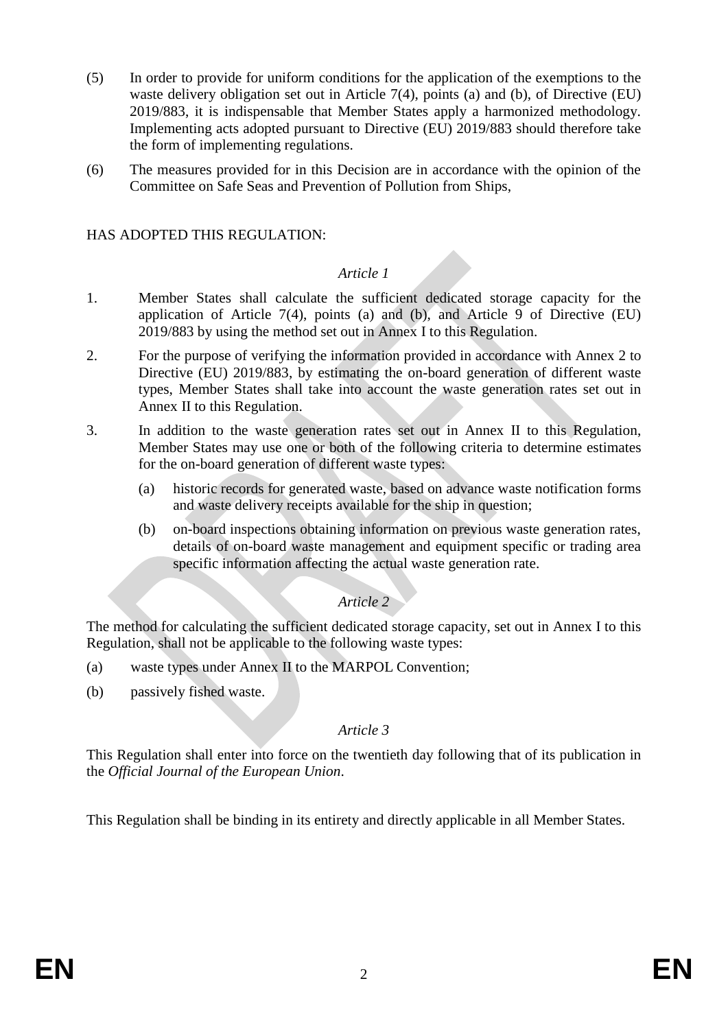(5) In order to provide for uniform conditions for the application of the exemptions to the waste delivery obligation set out in Article 7(4), points (a) and (b), of Directive (EU) 2019/883, it is indispensable that Member States apply a harmonized methodology. Implementing acts adopted pursuant to Directive (EU) 2019/883 should therefore take the form of implementing regulations.

(6) The measures provided for in this Decision are in accordance with the opinion of the Committee on Safe Seas and Prevention of Pollution from Ships,

HAS ADOPTED THIS REGULATION:

*Article 1*

1. Member States shall calculate the sufficient dedicated storage capacity for the application of Article 7(4), points (a) and (b), and Article 9 of Directive (EU) 2019/883 by using the method set out in Annex I to this Regulation.

2. For the purpose of verifying the information provided in accordance with Annex 2 to Directive (EU) 2019/883, by estimating the on-board generation of different waste types, Member States shall take into account the waste generation rates set out in Annex II to this Regulation.

3. In addition to the waste generation rates set out in Annex II to this Regulation, Member States may use one or both of the following criteria to determine estimates for the on-board generation of different waste types:

   (a) historic records for generated waste, based on advance waste notification forms and waste delivery receipts available for the ship in question;

   (b) on-board inspections obtaining information on previous waste generation rates, details of on-board waste management and equipment specific or trading area specific information affecting the actual waste generation rate.

*Article 2*

The method for calculating the sufficient dedicated storage capacity, set out in Annex I to this Regulation, shall not be applicable to the following waste types:

(a) waste types under Annex II to the MARPOL Convention;

(b) passively fished waste.

*Article 3*

This Regulation shall enter into force on the twentieth day following that of its publication in the *Official Journal of the European Union*.

This Regulation shall be binding in its entirety and directly applicable in all Member States.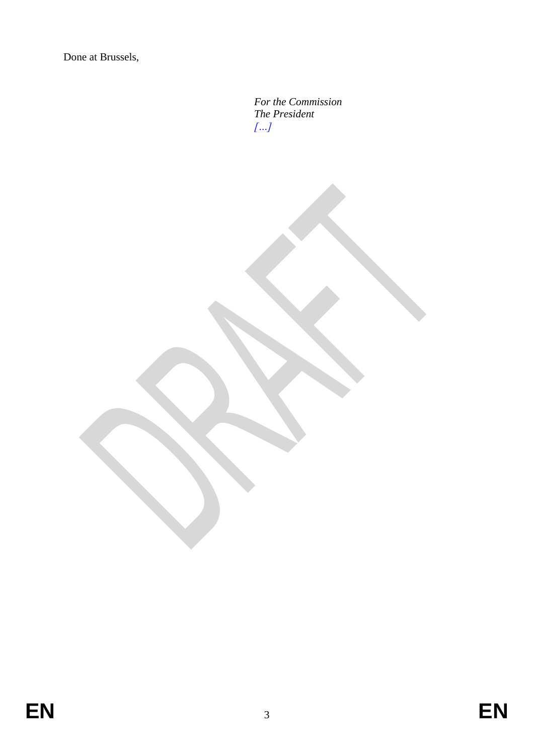Done at Brussels,

*For the Commission*
*The President*
*[…]*